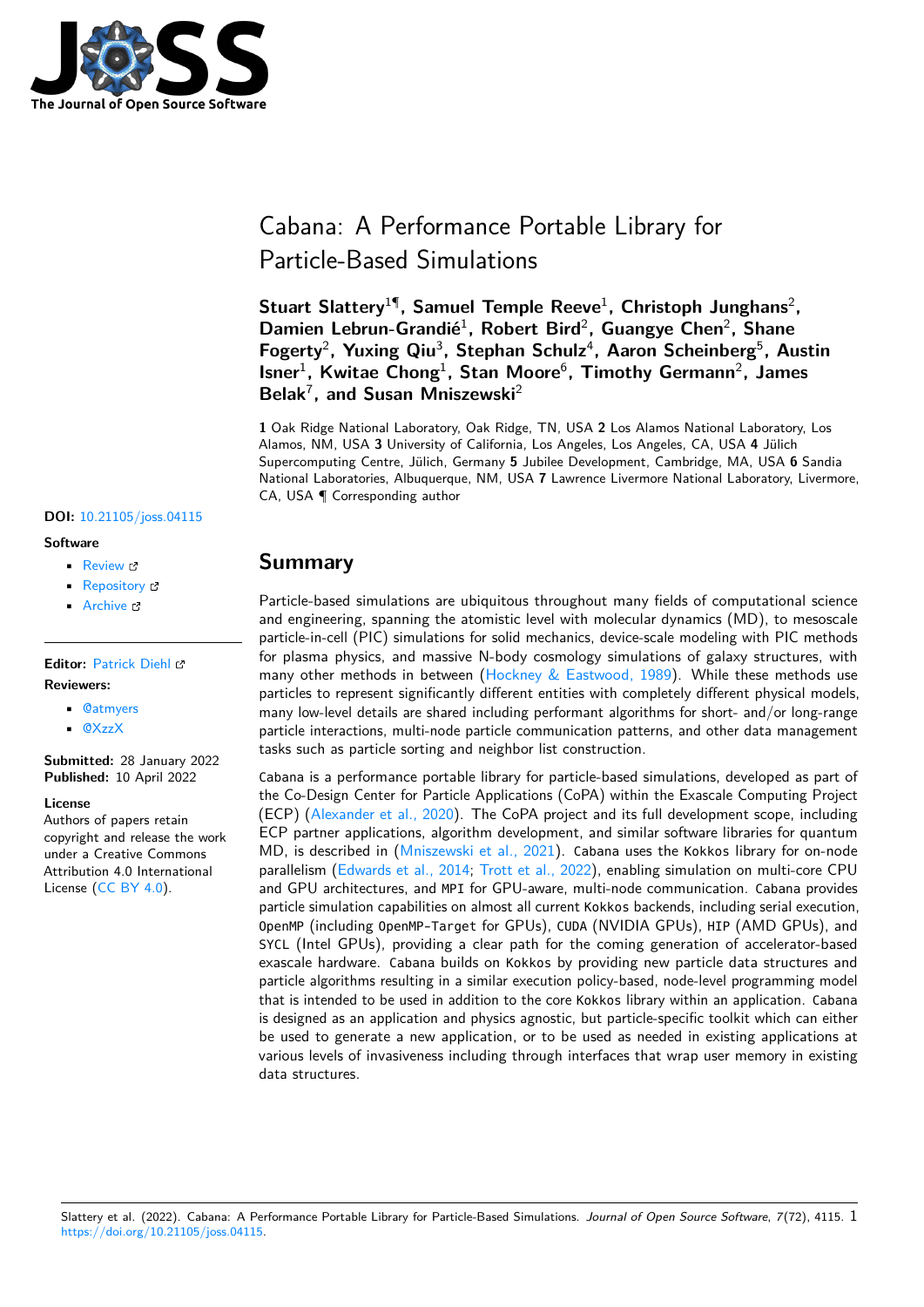# Cabana: A Performance Portable Library for Particle-Based Simulations

**Stuart Slattery[1¶], Samuel Temple Reeve[1], Christoph Junghans[2], Damien Lebrun-Grandié[1], Robert Bird[2], Guangye Chen[2], Shane Fogerty[2], Yuxing Qiu[3], Stephan Schulz[4], Aaron Scheinberg[5], Austin Isner[1], Kwitae Chong[1], Stan Moore[6], Timothy Germann[2], James Belak[7], and Susan Mniszewski[2]**

**1** Oak Ridge National Laboratory, Oak Ridge, TN, USA **2** Los Alamos National Laboratory, Los Alamos, NM, USA **3** University of California, Los Angeles, Los Angeles, CA, USA **4** Jülich Supercomputing Centre, Jülich, Germany **5** Jubilee Development, Cambridge, MA, USA **6** Sandia National Laboratories, Albuquerque, NM, USA **7** Lawrence Livermore National Laboratory, Livermore, CA, USA ¶ Corresponding author

**DOI:** 10.21105/joss.04115

**Software**

- Review
- Repository
- Archive

**Editor:** Patrick Diehl

**Reviewers:**

- @atmyers
- @XzzX

**Submitted:** 28 January 2022
**Published:** 10 April 2022

**License**
Authors of papers retain copyright and release the work under a Creative Commons Attribution 4.0 International License (CC BY 4.0).

## Summary

Particle-based simulations are ubiquitous throughout many fields of computational science and engineering, spanning the atomistic level with molecular dynamics (MD), to mesoscale particle-in-cell (PIC) simulations for solid mechanics, device-scale modeling with PIC methods for plasma physics, and massive N-body cosmology simulations of galaxy structures, with many other methods in between (Hockney & Eastwood, 1989). While these methods use particles to represent significantly different entities with completely different physical models, many low-level details are shared including performant algorithms for short- and/or long-range particle interactions, multi-node particle communication patterns, and other data management tasks such as particle sorting and neighbor list construction.

`Cabana` is a performance portable library for particle-based simulations, developed as part of the Co-Design Center for Particle Applications (CoPA) within the Exascale Computing Project (ECP) (Alexander et al., 2020). The CoPA project and its full development scope, including ECP partner applications, algorithm development, and similar software libraries for quantum MD, is described in (Mniszewski et al., 2021). `Cabana` uses the `Kokkos` library for on-node parallelism (Edwards et al., 2014; Trott et al., 2022), enabling simulation on multi-core CPU and GPU architectures, and `MPI` for GPU-aware, multi-node communication. `Cabana` provides particle simulation capabilities on almost all current `Kokkos` backends, including serial execution, `OpenMP` (including `OpenMP-Target` for GPUs), `CUDA` (NVIDIA GPUs), `HIP` (AMD GPUs), and `SYCL` (Intel GPUs), providing a clear path for the coming generation of accelerator-based exascale hardware. `Cabana` builds on `Kokkos` by providing new particle data structures and particle algorithms resulting in a similar execution policy-based, node-level programming model that is intended to be used in addition to the core `Kokkos` library within an application. `Cabana` is designed as an application and physics agnostic, but particle-specific toolkit which can either be used to generate a new application, or to be used as needed in existing applications at various levels of invasiveness including through interfaces that wrap user memory in existing data structures.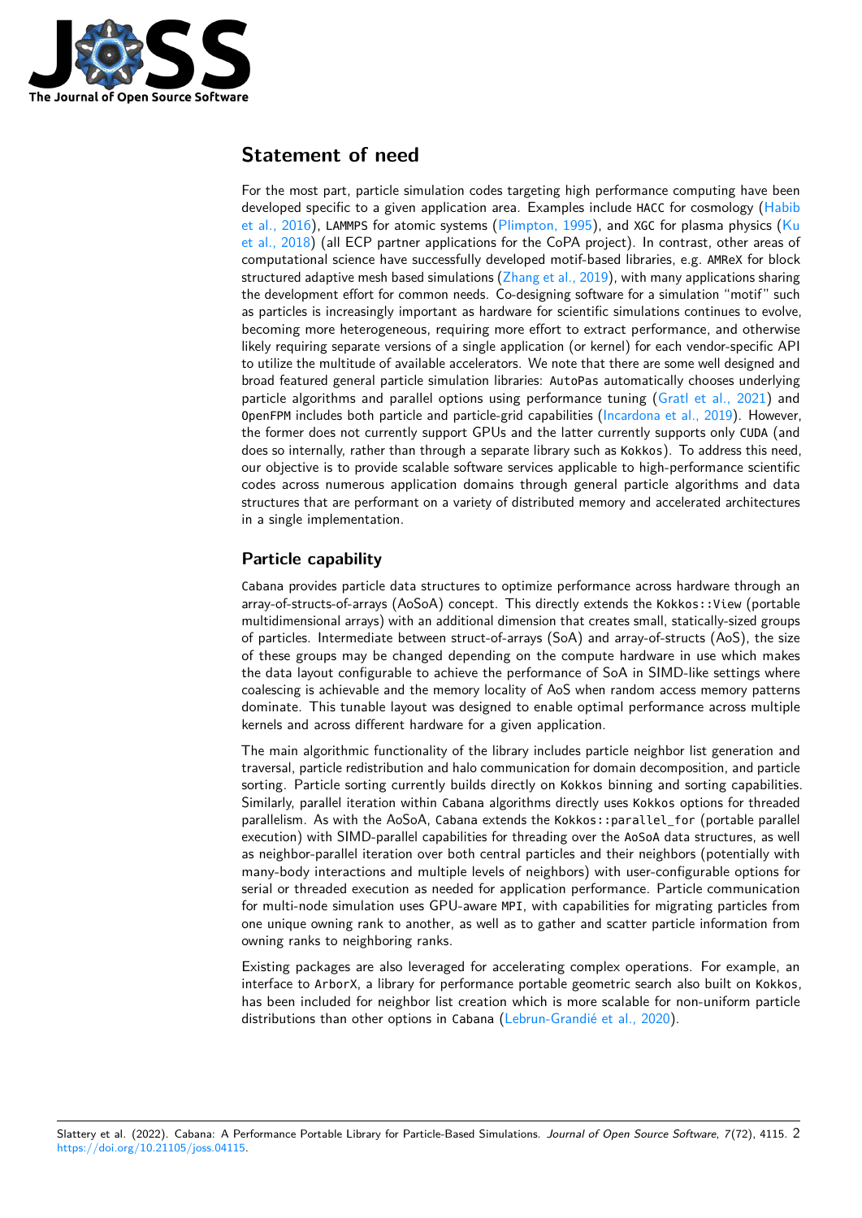## Statement of need

For the most part, particle simulation codes targeting high performance computing have been developed specific to a given application area. Examples include HACC for cosmology (Habib et al., 2016), LAMMPS for atomic systems (Plimpton, 1995), and XGC for plasma physics (Ku et al., 2018) (all ECP partner applications for the CoPA project). In contrast, other areas of computational science have successfully developed motif-based libraries, e.g. AMReX for block structured adaptive mesh based simulations (Zhang et al., 2019), with many applications sharing the development effort for common needs. Co-designing software for a simulation "motif" such as particles is increasingly important as hardware for scientific simulations continues to evolve, becoming more heterogeneous, requiring more effort to extract performance, and otherwise likely requiring separate versions of a single application (or kernel) for each vendor-specific API to utilize the multitude of available accelerators. We note that there are some well designed and broad featured general particle simulation libraries: AutoPas automatically chooses underlying particle algorithms and parallel options using performance tuning (Gratl et al., 2021) and OpenFPM includes both particle and particle-grid capabilities (Incardona et al., 2019). However, the former does not currently support GPUs and the latter currently supports only CUDA (and does so internally, rather than through a separate library such as Kokkos). To address this need, our objective is to provide scalable software services applicable to high-performance scientific codes across numerous application domains through general particle algorithms and data structures that are performant on a variety of distributed memory and accelerated architectures in a single implementation.

## Particle capability

Cabana provides particle data structures to optimize performance across hardware through an array-of-structs-of-arrays (AoSoA) concept. This directly extends the Kokkos::View (portable multidimensional arrays) with an additional dimension that creates small, statically-sized groups of particles. Intermediate between struct-of-arrays (SoA) and array-of-structs (AoS), the size of these groups may be changed depending on the compute hardware in use which makes the data layout configurable to achieve the performance of SoA in SIMD-like settings where coalescing is achievable and the memory locality of AoS when random access memory patterns dominate. This tunable layout was designed to enable optimal performance across multiple kernels and across different hardware for a given application.

The main algorithmic functionality of the library includes particle neighbor list generation and traversal, particle redistribution and halo communication for domain decomposition, and particle sorting. Particle sorting currently builds directly on Kokkos binning and sorting capabilities. Similarly, parallel iteration within Cabana algorithms directly uses Kokkos options for threaded parallelism. As with the AoSoA, Cabana extends the Kokkos::parallel_for (portable parallel execution) with SIMD-parallel capabilities for threading over the AoSoA data structures, as well as neighbor-parallel iteration over both central particles and their neighbors (potentially with many-body interactions and multiple levels of neighbors) with user-configurable options for serial or threaded execution as needed for application performance. Particle communication for multi-node simulation uses GPU-aware MPI, with capabilities for migrating particles from one unique owning rank to another, as well as to gather and scatter particle information from owning ranks to neighboring ranks.

Existing packages are also leveraged for accelerating complex operations. For example, an interface to ArborX, a library for performance portable geometric search also built on Kokkos, has been included for neighbor list creation which is more scalable for non-uniform particle distributions than other options in Cabana (Lebrun-Grandié et al., 2020).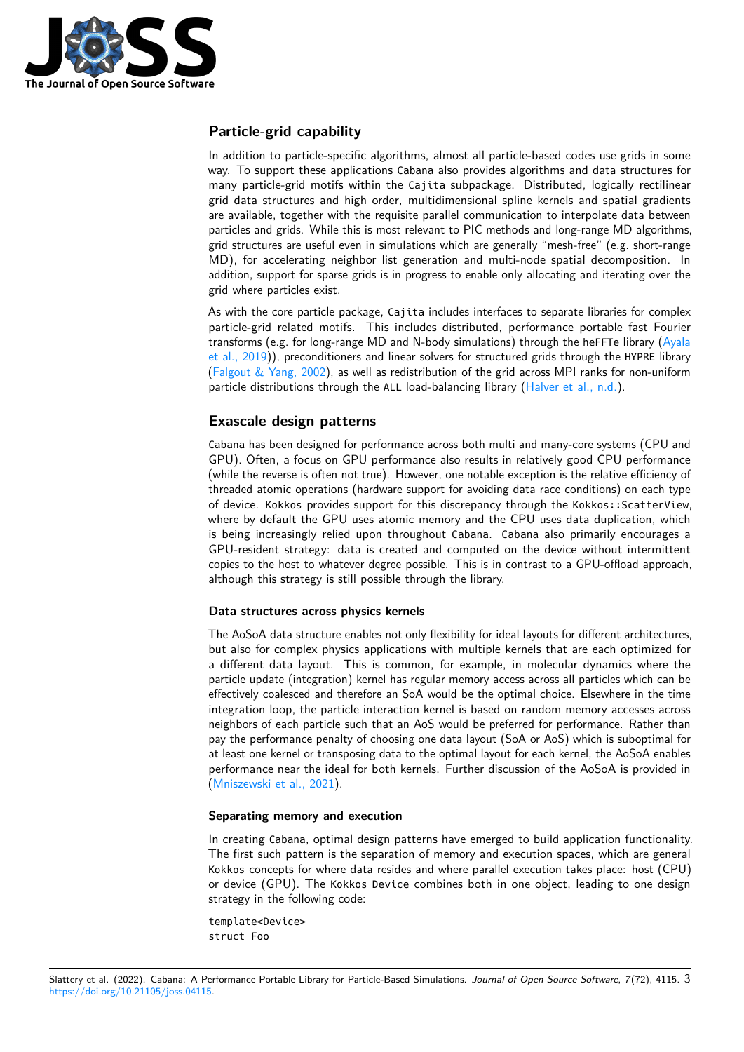## Particle-grid capability

In addition to particle-specific algorithms, almost all particle-based codes use grids in some way. To support these applications Cabana also provides algorithms and data structures for many particle-grid motifs within the Cajita subpackage. Distributed, logically rectilinear grid data structures and high order, multidimensional spline kernels and spatial gradients are available, together with the requisite parallel communication to interpolate data between particles and grids. While this is most relevant to PIC methods and long-range MD algorithms, grid structures are useful even in simulations which are generally "mesh-free" (e.g. short-range MD), for accelerating neighbor list generation and multi-node spatial decomposition. In addition, support for sparse grids is in progress to enable only allocating and iterating over the grid where particles exist.

As with the core particle package, Cajita includes interfaces to separate libraries for complex particle-grid related motifs. This includes distributed, performance portable fast Fourier transforms (e.g. for long-range MD and N-body simulations) through the heFFTe library (Ayala et al., 2019)), preconditioners and linear solvers for structured grids through the HYPRE library (Falgout & Yang, 2002), as well as redistribution of the grid across MPI ranks for non-uniform particle distributions through the ALL load-balancing library (Halver et al., n.d.).

## Exascale design patterns

Cabana has been designed for performance across both multi and many-core systems (CPU and GPU). Often, a focus on GPU performance also results in relatively good CPU performance (while the reverse is often not true). However, one notable exception is the relative efficiency of threaded atomic operations (hardware support for avoiding data race conditions) on each type of device. Kokkos provides support for this discrepancy through the Kokkos::ScatterView, where by default the GPU uses atomic memory and the CPU uses data duplication, which is being increasingly relied upon throughout Cabana. Cabana also primarily encourages a GPU-resident strategy: data is created and computed on the device without intermittent copies to the host to whatever degree possible. This is in contrast to a GPU-offload approach, although this strategy is still possible through the library.

### Data structures across physics kernels

The AoSoA data structure enables not only flexibility for ideal layouts for different architectures, but also for complex physics applications with multiple kernels that are each optimized for a different data layout. This is common, for example, in molecular dynamics where the particle update (integration) kernel has regular memory access across all particles which can be effectively coalesced and therefore an SoA would be the optimal choice. Elsewhere in the time integration loop, the particle interaction kernel is based on random memory accesses across neighbors of each particle such that an AoS would be preferred for performance. Rather than pay the performance penalty of choosing one data layout (SoA or AoS) which is suboptimal for at least one kernel or transposing data to the optimal layout for each kernel, the AoSoA enables performance near the ideal for both kernels. Further discussion of the AoSoA is provided in (Mniszewski et al., 2021).

### Separating memory and execution

In creating Cabana, optimal design patterns have emerged to build application functionality. The first such pattern is the separation of memory and execution spaces, which are general Kokkos concepts for where data resides and where parallel execution takes place: host (CPU) or device (GPU). The Kokkos Device combines both in one object, leading to one design strategy in the following code:

```
template<Device>
struct Foo
```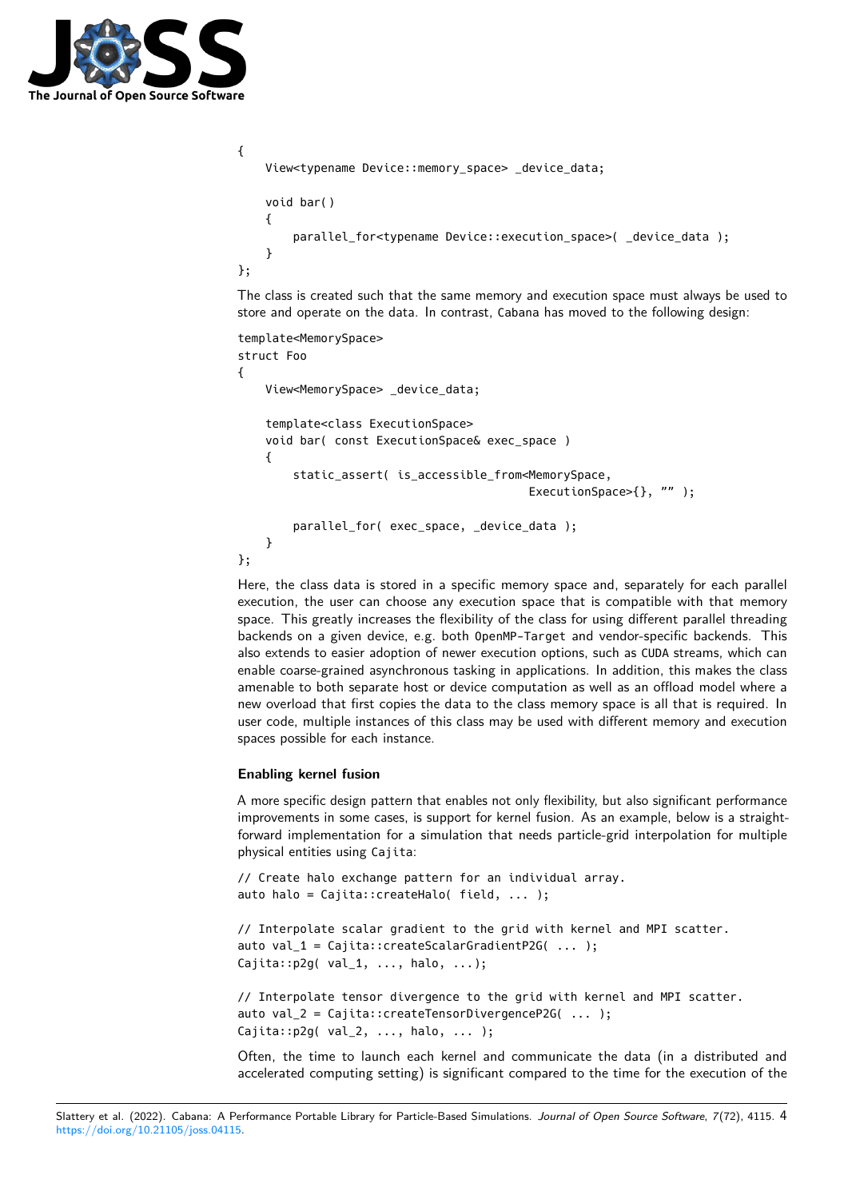```
{
    View<typename Device::memory_space> _device_data;

    void bar()
    {
        parallel_for<typename Device::execution_space>( _device_data );
    }
};
```

The class is created such that the same memory and execution space must always be used to store and operate on the data. In contrast, Cabana has moved to the following design:

```
template<MemorySpace>
struct Foo
{
    View<MemorySpace> _device_data;

    template<class ExecutionSpace>
    void bar( const ExecutionSpace& exec_space )
    {
        static_assert( is_accessible_from<MemorySpace,
                                          ExecutionSpace>{}, "" );

        parallel_for( exec_space, _device_data );
    }
};
```

Here, the class data is stored in a specific memory space and, separately for each parallel execution, the user can choose any execution space that is compatible with that memory space. This greatly increases the flexibility of the class for using different parallel threading backends on a given device, e.g. both OpenMP-Target and vendor-specific backends. This also extends to easier adoption of newer execution options, such as CUDA streams, which can enable coarse-grained asynchronous tasking in applications. In addition, this makes the class amenable to both separate host or device computation as well as an offload model where a new overload that first copies the data to the class memory space is all that is required. In user code, multiple instances of this class may be used with different memory and execution spaces possible for each instance.

### Enabling kernel fusion

A more specific design pattern that enables not only flexibility, but also significant performance improvements in some cases, is support for kernel fusion. As an example, below is a straightforward implementation for a simulation that needs particle-grid interpolation for multiple physical entities using Cajita:

```
// Create halo exchange pattern for an individual array.
auto halo = Cajita::createHalo( field, ... );

// Interpolate scalar gradient to the grid with kernel and MPI scatter.
auto val_1 = Cajita::createScalarGradientP2G( ... );
Cajita::p2g( val_1, ..., halo, ...);

// Interpolate tensor divergence to the grid with kernel and MPI scatter.
auto val_2 = Cajita::createTensorDivergenceP2G( ... );
Cajita::p2g( val_2, ..., halo, ... );
```

Often, the time to launch each kernel and communicate the data (in a distributed and accelerated computing setting) is significant compared to the time for the execution of the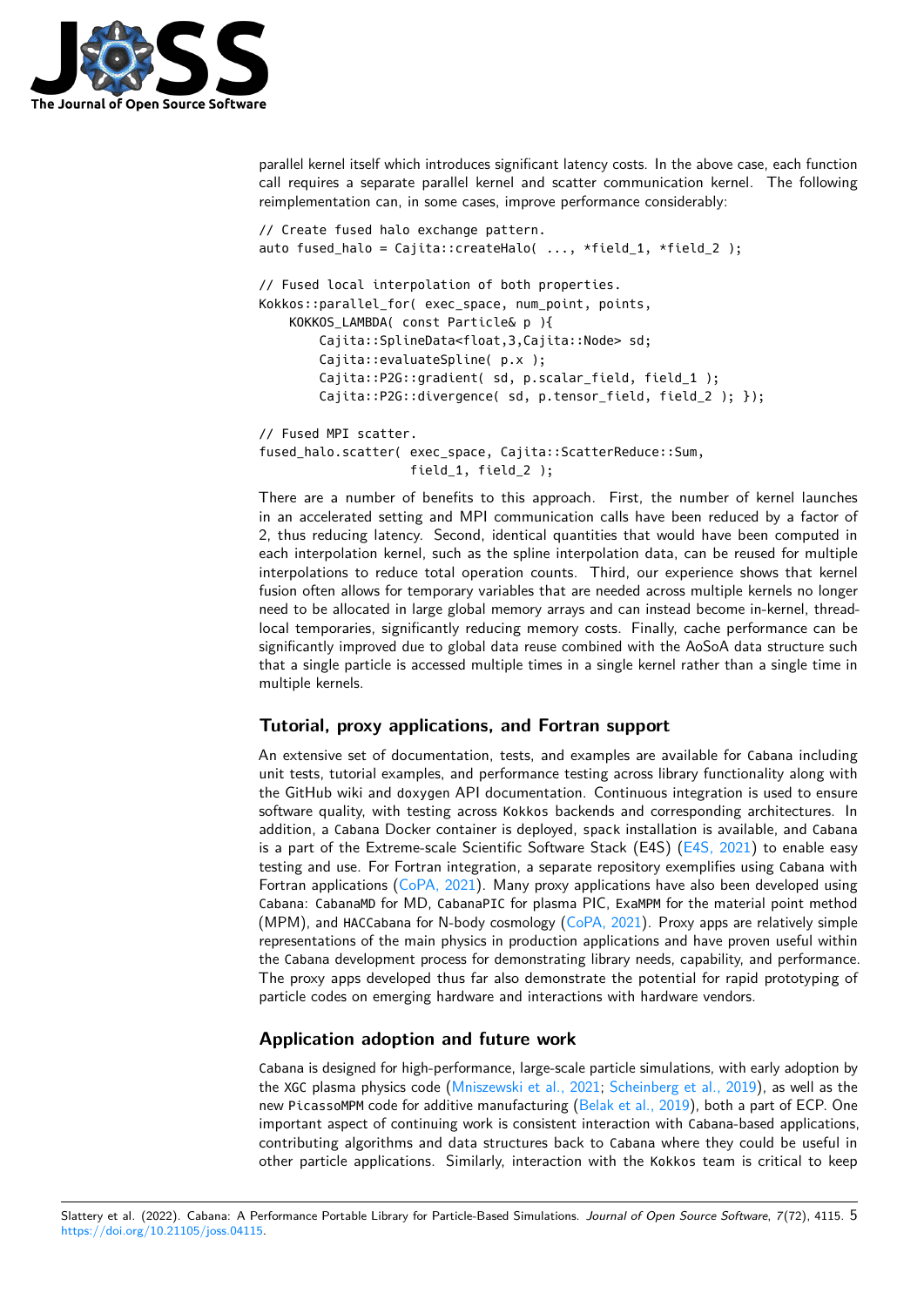parallel kernel itself which introduces significant latency costs. In the above case, each function call requires a separate parallel kernel and scatter communication kernel. The following reimplementation can, in some cases, improve performance considerably:

```
// Create fused halo exchange pattern.
auto fused_halo = Cajita::createHalo( ..., *field_1, *field_2 );

// Fused local interpolation of both properties.
Kokkos::parallel_for( exec_space, num_point, points,
    KOKKOS_LAMBDA( const Particle& p ){
        Cajita::SplineData<float,3,Cajita::Node> sd;
        Cajita::evaluateSpline( p.x );
        Cajita::P2G::gradient( sd, p.scalar_field, field_1 );
        Cajita::P2G::divergence( sd, p.tensor_field, field_2 ); });

// Fused MPI scatter.
fused_halo.scatter( exec_space, Cajita::ScatterReduce::Sum,
                    field_1, field_2 );
```

There are a number of benefits to this approach. First, the number of kernel launches in an accelerated setting and MPI communication calls have been reduced by a factor of 2, thus reducing latency. Second, identical quantities that would have been computed in each interpolation kernel, such as the spline interpolation data, can be reused for multiple interpolations to reduce total operation counts. Third, our experience shows that kernel fusion often allows for temporary variables that are needed across multiple kernels no longer need to be allocated in large global memory arrays and can instead become in-kernel, thread-local temporaries, significantly reducing memory costs. Finally, cache performance can be significantly improved due to global data reuse combined with the AoSoA data structure such that a single particle is accessed multiple times in a single kernel rather than a single time in multiple kernels.

## Tutorial, proxy applications, and Fortran support

An extensive set of documentation, tests, and examples are available for `Cabana` including unit tests, tutorial examples, and performance testing across library functionality along with the GitHub wiki and doxygen API documentation. Continuous integration is used to ensure software quality, with testing across `Kokkos` backends and corresponding architectures. In addition, a `Cabana` Docker container is deployed, spack installation is available, and `Cabana` is a part of the Extreme-scale Scientific Software Stack (E4S) (E4S, 2021) to enable easy testing and use. For Fortran integration, a separate repository exemplifies using `Cabana` with Fortran applications (CoPA, 2021). Many proxy applications have also been developed using `Cabana`: `CabanaMD` for MD, `CabanaPIC` for plasma PIC, `ExaMPM` for the material point method (MPM), and `HACCabana` for N-body cosmology (CoPA, 2021). Proxy apps are relatively simple representations of the main physics in production applications and have proven useful within the `Cabana` development process for demonstrating library needs, capability, and performance. The proxy apps developed thus far also demonstrate the potential for rapid prototyping of particle codes on emerging hardware and interactions with hardware vendors.

## Application adoption and future work

`Cabana` is designed for high-performance, large-scale particle simulations, with early adoption by the `XGC` plasma physics code (Mniszewski et al., 2021; Scheinberg et al., 2019), as well as the new `PicassoMPM` code for additive manufacturing (Belak et al., 2019), both a part of ECP. One important aspect of continuing work is consistent interaction with `Cabana`-based applications, contributing algorithms and data structures back to `Cabana` where they could be useful in other particle applications. Similarly, interaction with the `Kokkos` team is critical to keep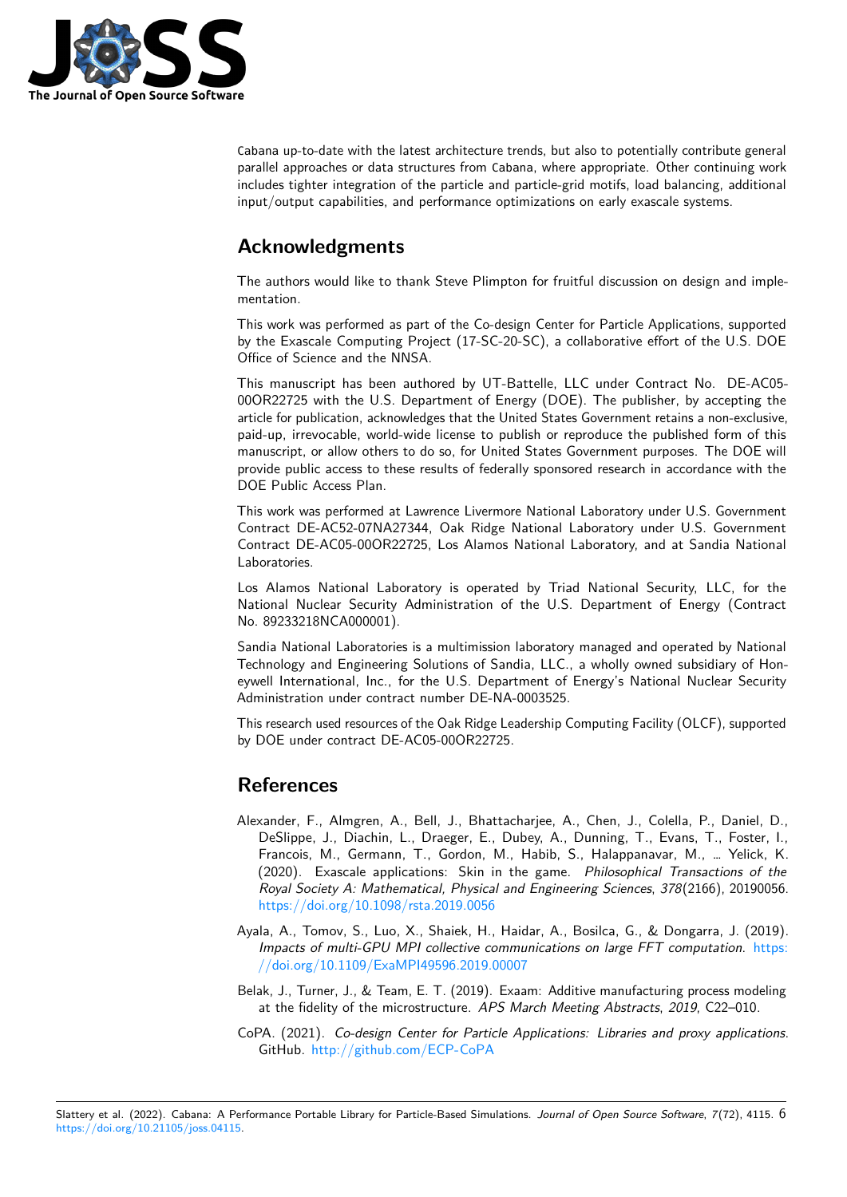Cabana up-to-date with the latest architecture trends, but also to potentially contribute general parallel approaches or data structures from Cabana, where appropriate. Other continuing work includes tighter integration of the particle and particle-grid motifs, load balancing, additional input/output capabilities, and performance optimizations on early exascale systems.

## Acknowledgments

The authors would like to thank Steve Plimpton for fruitful discussion on design and implementation.

This work was performed as part of the Co-design Center for Particle Applications, supported by the Exascale Computing Project (17-SC-20-SC), a collaborative effort of the U.S. DOE Office of Science and the NNSA.

This manuscript has been authored by UT-Battelle, LLC under Contract No. DE-AC05-00OR22725 with the U.S. Department of Energy (DOE). The publisher, by accepting the article for publication, acknowledges that the United States Government retains a non-exclusive, paid-up, irrevocable, world-wide license to publish or reproduce the published form of this manuscript, or allow others to do so, for United States Government purposes. The DOE will provide public access to these results of federally sponsored research in accordance with the DOE Public Access Plan.

This work was performed at Lawrence Livermore National Laboratory under U.S. Government Contract DE-AC52-07NA27344, Oak Ridge National Laboratory under U.S. Government Contract DE-AC05-00OR22725, Los Alamos National Laboratory, and at Sandia National Laboratories.

Los Alamos National Laboratory is operated by Triad National Security, LLC, for the National Nuclear Security Administration of the U.S. Department of Energy (Contract No. 89233218NCA000001).

Sandia National Laboratories is a multimission laboratory managed and operated by National Technology and Engineering Solutions of Sandia, LLC., a wholly owned subsidiary of Honeywell International, Inc., for the U.S. Department of Energy's National Nuclear Security Administration under contract number DE-NA-0003525.

This research used resources of the Oak Ridge Leadership Computing Facility (OLCF), supported by DOE under contract DE-AC05-00OR22725.

## References

Alexander, F., Almgren, A., Bell, J., Bhattacharjee, A., Chen, J., Colella, P., Daniel, D., DeSlippe, J., Diachin, L., Draeger, E., Dubey, A., Dunning, T., Evans, T., Foster, I., Francois, M., Germann, T., Gordon, M., Habib, S., Halappanavar, M., … Yelick, K. (2020). Exascale applications: Skin in the game. *Philosophical Transactions of the Royal Society A: Mathematical, Physical and Engineering Sciences*, *378*(2166), 20190056. https://doi.org/10.1098/rsta.2019.0056

Ayala, A., Tomov, S., Luo, X., Shaiek, H., Haidar, A., Bosilca, G., & Dongarra, J. (2019). *Impacts of multi-GPU MPI collective communications on large FFT computation*. https://doi.org/10.1109/ExaMPI49596.2019.00007

Belak, J., Turner, J., & Team, E. T. (2019). Exaam: Additive manufacturing process modeling at the fidelity of the microstructure. *APS March Meeting Abstracts*, *2019*, C22–010.

CoPA. (2021). *Co-design Center for Particle Applications: Libraries and proxy applications*. GitHub. http://github.com/ECP-CoPA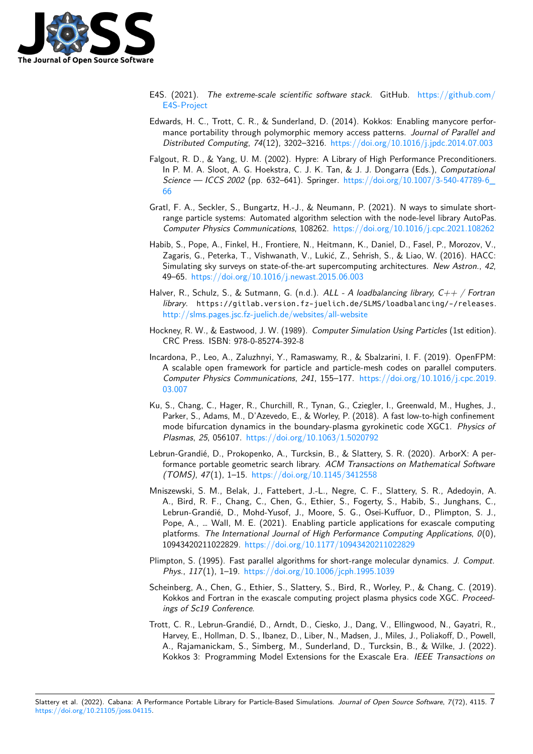E4S. (2021). *The extreme-scale scientific software stack*. GitHub. https://github.com/E4S-Project

Edwards, H. C., Trott, C. R., & Sunderland, D. (2014). Kokkos: Enabling manycore performance portability through polymorphic memory access patterns. *Journal of Parallel and Distributed Computing*, *74*(12), 3202–3216. https://doi.org/10.1016/j.jpdc.2014.07.003

Falgout, R. D., & Yang, U. M. (2002). Hypre: A Library of High Performance Preconditioners. In P. M. A. Sloot, A. G. Hoekstra, C. J. K. Tan, & J. J. Dongarra (Eds.), *Computational Science — ICCS 2002* (pp. 632–641). Springer. https://doi.org/10.1007/3-540-47789-6_66

Gratl, F. A., Seckler, S., Bungartz, H.-J., & Neumann, P. (2021). N ways to simulate short-range particle systems: Automated algorithm selection with the node-level library AutoPas. *Computer Physics Communications*, 108262. https://doi.org/10.1016/j.cpc.2021.108262

Habib, S., Pope, A., Finkel, H., Frontiere, N., Heitmann, K., Daniel, D., Fasel, P., Morozov, V., Zagaris, G., Peterka, T., Vishwanath, V., Lukić, Z., Sehrish, S., & Liao, W. (2016). HACC: Simulating sky surveys on state-of-the-art supercomputing architectures. *New Astron.*, *42*, 49–65. https://doi.org/10.1016/j.newast.2015.06.003

Halver, R., Schulz, S., & Sutmann, G. (n.d.). *ALL - A loadbalancing library, C++ / Fortran library*. `https://gitlab.version.fz-juelich.de/SLMS/loadbalancing/-/releases`. http://slms.pages.jsc.fz-juelich.de/websites/all-website

Hockney, R. W., & Eastwood, J. W. (1989). *Computer Simulation Using Particles* (1st edition). CRC Press. ISBN: 978-0-85274-392-8

Incardona, P., Leo, A., Zaluzhnyi, Y., Ramaswamy, R., & Sbalzarini, I. F. (2019). OpenFPM: A scalable open framework for particle and particle-mesh codes on parallel computers. *Computer Physics Communications*, *241*, 155–177. https://doi.org/10.1016/j.cpc.2019.03.007

Ku, S., Chang, C., Hager, R., Churchill, R., Tynan, G., Cziegler, I., Greenwald, M., Hughes, J., Parker, S., Adams, M., D'Azevedo, E., & Worley, P. (2018). A fast low-to-high confinement mode bifurcation dynamics in the boundary-plasma gyrokinetic code XGC1. *Physics of Plasmas*, *25*, 056107. https://doi.org/10.1063/1.5020792

Lebrun-Grandié, D., Prokopenko, A., Turcksin, B., & Slattery, S. R. (2020). ArborX: A performance portable geometric search library. *ACM Transactions on Mathematical Software (TOMS)*, *47*(1), 1–15. https://doi.org/10.1145/3412558

Mniszewski, S. M., Belak, J., Fattebert, J.-L., Negre, C. F., Slattery, S. R., Adedoyin, A. A., Bird, R. F., Chang, C., Chen, G., Ethier, S., Fogerty, S., Habib, S., Junghans, C., Lebrun-Grandié, D., Mohd-Yusof, J., Moore, S. G., Osei-Kuffuor, D., Plimpton, S. J., Pope, A., … Wall, M. E. (2021). Enabling particle applications for exascale computing platforms. *The International Journal of High Performance Computing Applications*, *0*(0), 10943420211022829. https://doi.org/10.1177/10943420211022829

Plimpton, S. (1995). Fast parallel algorithms for short-range molecular dynamics. *J. Comput. Phys.*, *117*(1), 1–19. https://doi.org/10.1006/jcph.1995.1039

Scheinberg, A., Chen, G., Ethier, S., Slattery, S., Bird, R., Worley, P., & Chang, C. (2019). Kokkos and Fortran in the exascale computing project plasma physics code XGC. *Proceedings of Sc19 Conference*.

Trott, C. R., Lebrun-Grandié, D., Arndt, D., Ciesko, J., Dang, V., Ellingwood, N., Gayatri, R., Harvey, E., Hollman, D. S., Ibanez, D., Liber, N., Madsen, J., Miles, J., Poliakoff, D., Powell, A., Rajamanickam, S., Simberg, M., Sunderland, D., Turcksin, B., & Wilke, J. (2022). Kokkos 3: Programming Model Extensions for the Exascale Era. *IEEE Transactions on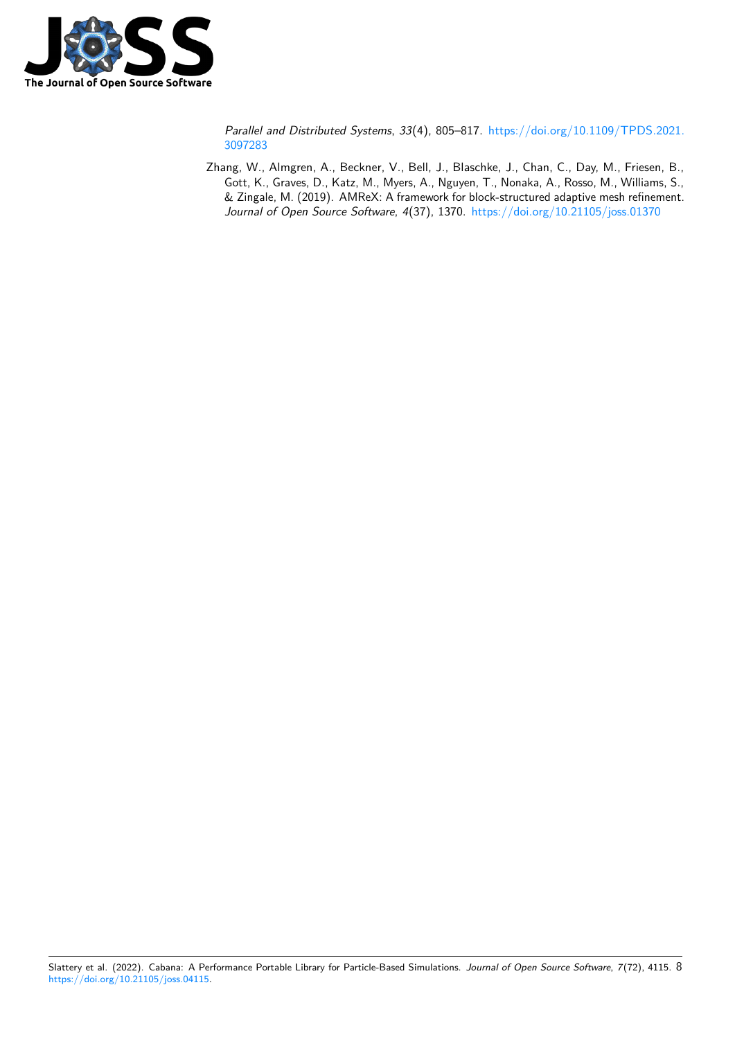*Parallel and Distributed Systems*, *33*(4), 805–817. https://doi.org/10.1109/TPDS.2021.3097283

Zhang, W., Almgren, A., Beckner, V., Bell, J., Blaschke, J., Chan, C., Day, M., Friesen, B., Gott, K., Graves, D., Katz, M., Myers, A., Nguyen, T., Nonaka, A., Rosso, M., Williams, S., & Zingale, M. (2019). AMReX: A framework for block-structured adaptive mesh refinement. *Journal of Open Source Software*, *4*(37), 1370. https://doi.org/10.21105/joss.01370